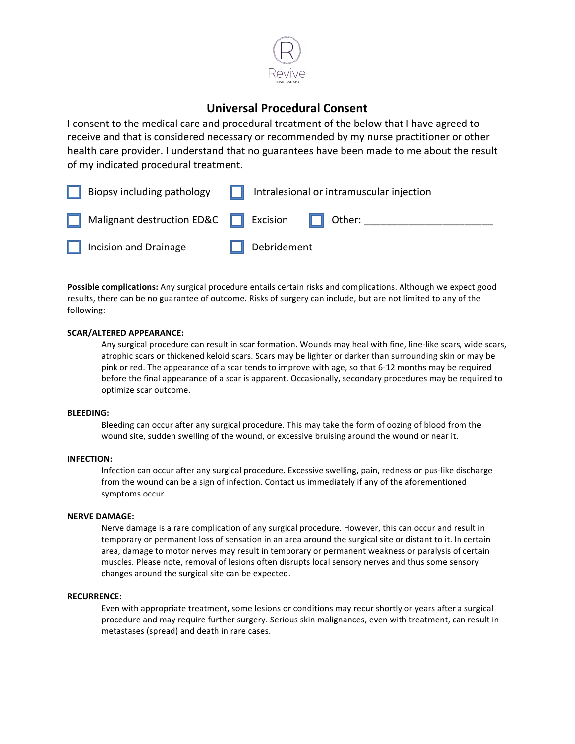Revive

CLINIC AND SPA

# Universal Procedural Consent

I consent to the medical care and procedural treatment of the below that I have agreed to receive and that is considered necessary or recommended by my nurse practitioner or other health care provider. I understand that no guarantees have been made to me about the result of my indicated procedural treatment.

- [ ] Biopsy including pathology
- [ ] Intralesional or intramuscular injection
- [ ] Malignant destruction ED&C
- [ ] Excision
- [ ] Other: ______________________
- [ ] Incision and Drainage
- [ ] Debridement

**Possible complications:** Any surgical procedure entails certain risks and complications. Although we expect good results, there can be no guarantee of outcome. Risks of surgery can include, but are not limited to any of the following:

**SCAR/ALTERED APPEARANCE:**

Any surgical procedure can result in scar formation. Wounds may heal with fine, line-like scars, wide scars, atrophic scars or thickened keloid scars. Scars may be lighter or darker than surrounding skin or may be pink or red. The appearance of a scar tends to improve with age, so that 6-12 months may be required before the final appearance of a scar is apparent. Occasionally, secondary procedures may be required to optimize scar outcome.

**BLEEDING:**

Bleeding can occur after any surgical procedure. This may take the form of oozing of blood from the wound site, sudden swelling of the wound, or excessive bruising around the wound or near it.

**INFECTION:**

Infection can occur after any surgical procedure. Excessive swelling, pain, redness or pus-like discharge from the wound can be a sign of infection. Contact us immediately if any of the aforementioned symptoms occur.

**NERVE DAMAGE:**

Nerve damage is a rare complication of any surgical procedure. However, this can occur and result in temporary or permanent loss of sensation in an area around the surgical site or distant to it. In certain area, damage to motor nerves may result in temporary or permanent weakness or paralysis of certain muscles. Please note, removal of lesions often disrupts local sensory nerves and thus some sensory changes around the surgical site can be expected.

**RECURRENCE:**

Even with appropriate treatment, some lesions or conditions may recur shortly or years after a surgical procedure and may require further surgery. Serious skin malignances, even with treatment, can result in metastases (spread) and death in rare cases.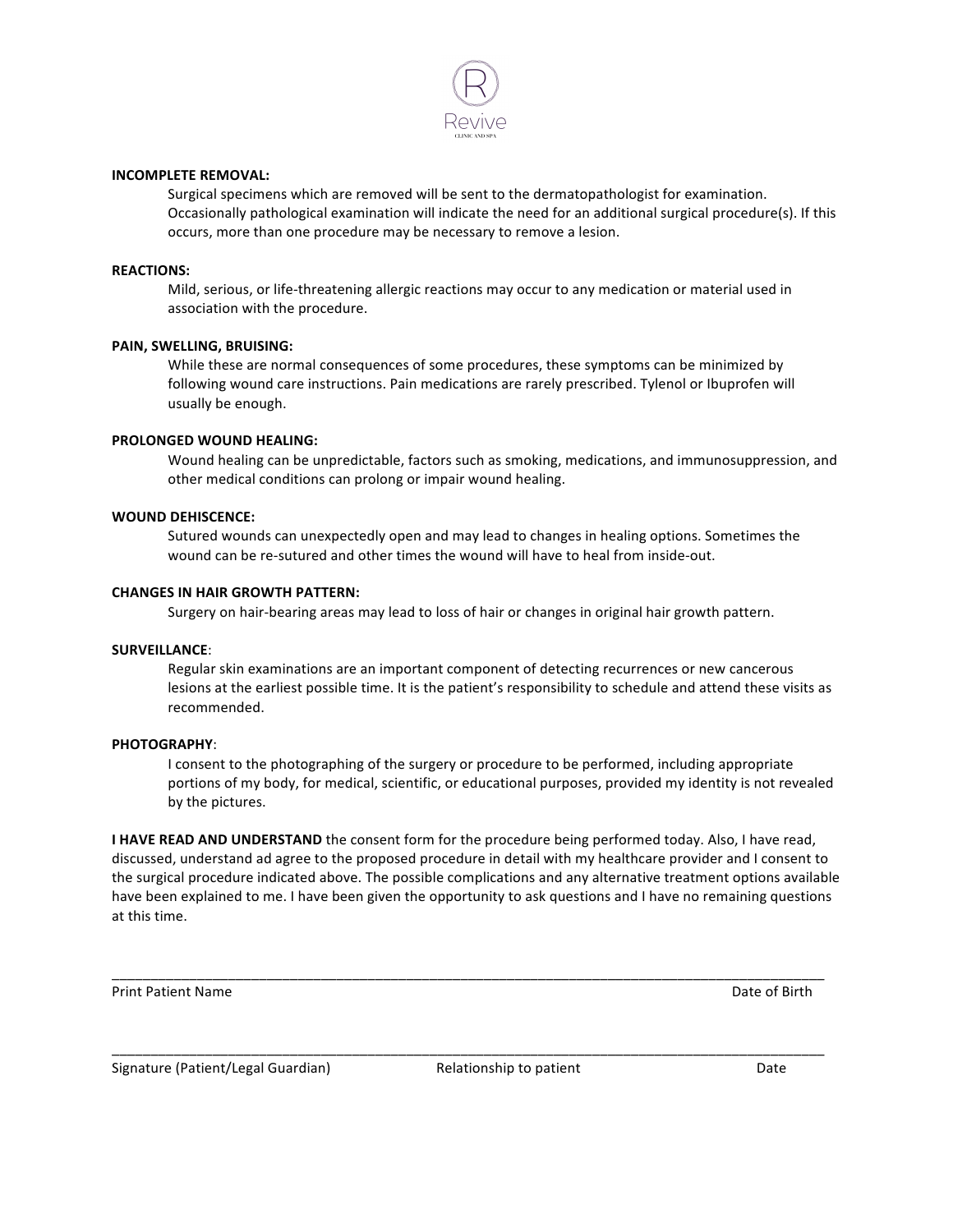**INCOMPLETE REMOVAL:**

Surgical specimens which are removed will be sent to the dermatopathologist for examination. Occasionally pathological examination will indicate the need for an additional surgical procedure(s). If this occurs, more than one procedure may be necessary to remove a lesion.

**REACTIONS:**

Mild, serious, or life-threatening allergic reactions may occur to any medication or material used in association with the procedure.

**PAIN, SWELLING, BRUISING:**

While these are normal consequences of some procedures, these symptoms can be minimized by following wound care instructions. Pain medications are rarely prescribed. Tylenol or Ibuprofen will usually be enough.

**PROLONGED WOUND HEALING:**

Wound healing can be unpredictable, factors such as smoking, medications, and immunosuppression, and other medical conditions can prolong or impair wound healing.

**WOUND DEHISCENCE:**

Sutured wounds can unexpectedly open and may lead to changes in healing options. Sometimes the wound can be re-sutured and other times the wound will have to heal from inside-out.

**CHANGES IN HAIR GROWTH PATTERN:**

Surgery on hair-bearing areas may lead to loss of hair or changes in original hair growth pattern.

**SURVEILLANCE**:

Regular skin examinations are an important component of detecting recurrences or new cancerous lesions at the earliest possible time. It is the patient's responsibility to schedule and attend these visits as recommended.

**PHOTOGRAPHY**:

I consent to the photographing of the surgery or procedure to be performed, including appropriate portions of my body, for medical, scientific, or educational purposes, provided my identity is not revealed by the pictures.

**I HAVE READ AND UNDERSTAND** the consent form for the procedure being performed today. Also, I have read, discussed, understand ad agree to the proposed procedure in detail with my healthcare provider and I consent to the surgical procedure indicated above. The possible complications and any alternative treatment options available have been explained to me. I have been given the opportunity to ask questions and I have no remaining questions at this time.

\_\_\_\_\_\_\_\_\_\_\_\_\_\_\_\_\_\_\_\_\_\_\_\_\_\_\_\_\_\_\_\_\_\_\_\_\_\_\_\_\_\_\_\_\_\_\_\_\_\_\_\_\_\_\_\_\_\_\_\_\_\_\_\_\_\_\_\_\_\_\_\_\_\_\_\_\_\_\_\_\_\_

Print Patient Name                                                                                Date of Birth

\_\_\_\_\_\_\_\_\_\_\_\_\_\_\_\_\_\_\_\_\_\_\_\_\_\_\_\_\_\_\_\_\_\_\_\_\_\_\_\_\_\_\_\_\_\_\_\_\_\_\_\_\_\_\_\_\_\_\_\_\_\_\_\_\_\_\_\_\_\_\_\_\_\_\_\_\_\_\_\_\_\_

Signature (Patient/Legal Guardian)                    Relationship to patient                    Date